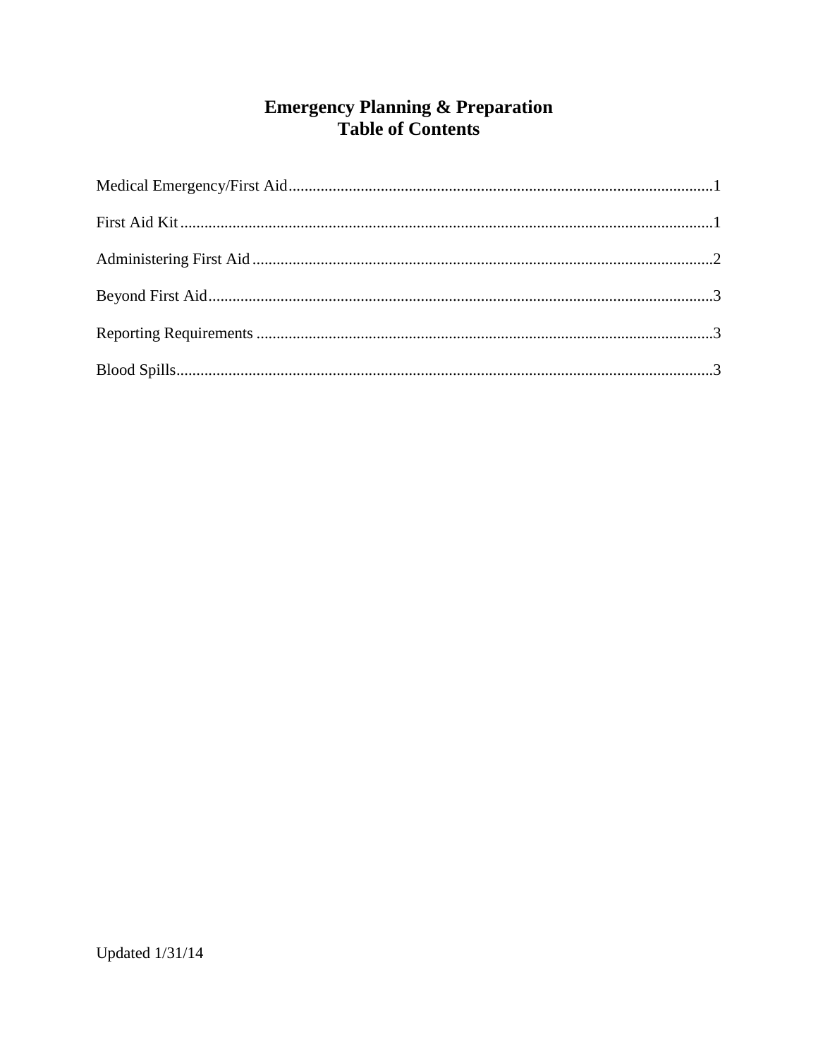# Emergency Planning & Preparation
# Table of Contents

Medical Emergency/First Aid.........................................................................................................1

First Aid Kit.....................................................................................................................................1

Administering First Aid..................................................................................................................2

Beyond First Aid.............................................................................................................................3

Reporting Requirements.................................................................................................................3

Blood Spills.....................................................................................................................................3

Updated 1/31/14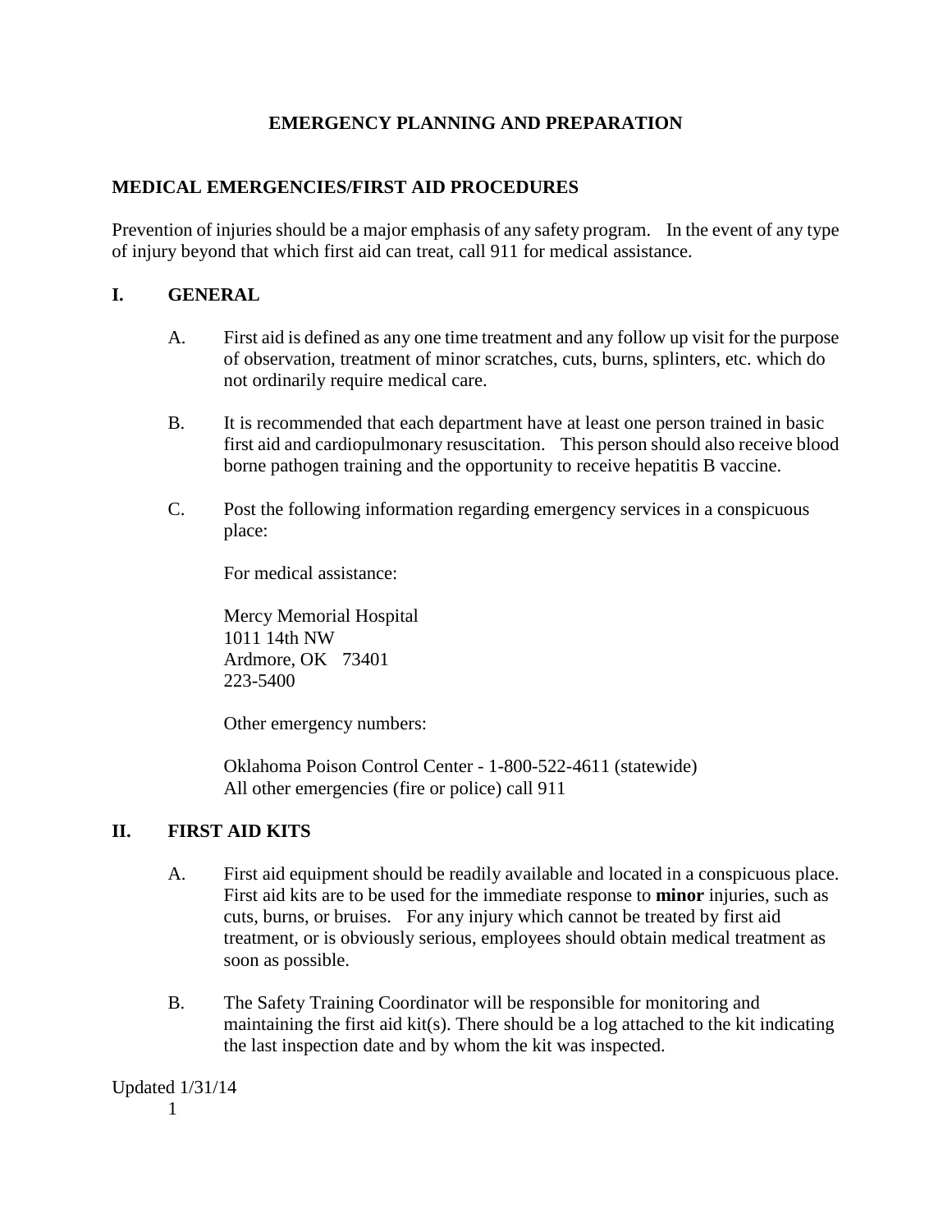# EMERGENCY PLANNING AND PREPARATION

## MEDICAL EMERGENCIES/FIRST AID PROCEDURES

Prevention of injuries should be a major emphasis of any safety program. In the event of any type of injury beyond that which first aid can treat, call 911 for medical assistance.

## I. GENERAL

A. First aid is defined as any one time treatment and any follow up visit for the purpose of observation, treatment of minor scratches, cuts, burns, splinters, etc. which do not ordinarily require medical care.

B. It is recommended that each department have at least one person trained in basic first aid and cardiopulmonary resuscitation. This person should also receive blood borne pathogen training and the opportunity to receive hepatitis B vaccine.

C. Post the following information regarding emergency services in a conspicuous place:

For medical assistance:

Mercy Memorial Hospital
1011 14th NW
Ardmore, OK 73401
223-5400

Other emergency numbers:

Oklahoma Poison Control Center - 1-800-522-4611 (statewide)
All other emergencies (fire or police) call 911

## II. FIRST AID KITS

A. First aid equipment should be readily available and located in a conspicuous place. First aid kits are to be used for the immediate response to **minor** injuries, such as cuts, burns, or bruises. For any injury which cannot be treated by first aid treatment, or is obviously serious, employees should obtain medical treatment as soon as possible.

B. The Safety Training Coordinator will be responsible for monitoring and maintaining the first aid kit(s). There should be a log attached to the kit indicating the last inspection date and by whom the kit was inspected.

Updated 1/31/14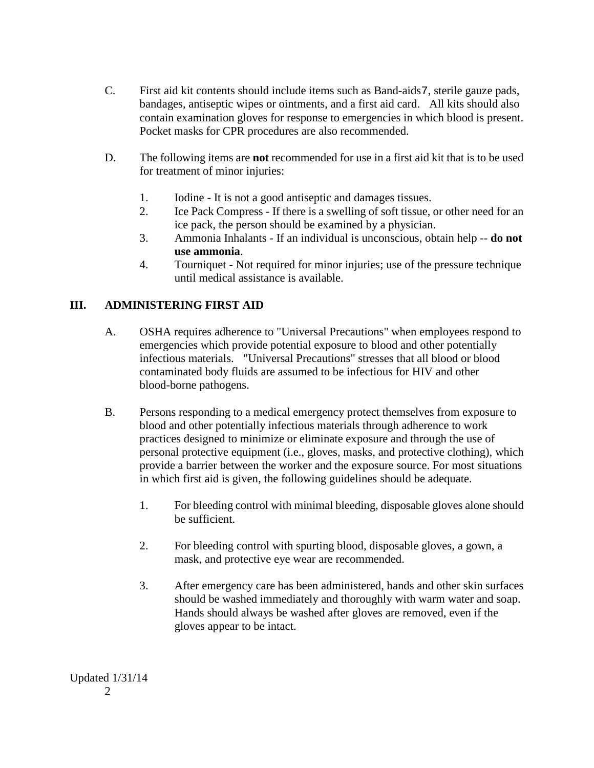C. First aid kit contents should include items such as Band-aids7, sterile gauze pads, bandages, antiseptic wipes or ointments, and a first aid card. All kits should also contain examination gloves for response to emergencies in which blood is present. Pocket masks for CPR procedures are also recommended.

D. The following items are **not** recommended for use in a first aid kit that is to be used for treatment of minor injuries:

1. Iodine - It is not a good antiseptic and damages tissues.
2. Ice Pack Compress - If there is a swelling of soft tissue, or other need for an ice pack, the person should be examined by a physician.
3. Ammonia Inhalants - If an individual is unconscious, obtain help -- **do not use ammonia**.
4. Tourniquet - Not required for minor injuries; use of the pressure technique until medical assistance is available.

## III. ADMINISTERING FIRST AID

A. OSHA requires adherence to "Universal Precautions" when employees respond to emergencies which provide potential exposure to blood and other potentially infectious materials. "Universal Precautions" stresses that all blood or blood contaminated body fluids are assumed to be infectious for HIV and other blood-borne pathogens.

B. Persons responding to a medical emergency protect themselves from exposure to blood and other potentially infectious materials through adherence to work practices designed to minimize or eliminate exposure and through the use of personal protective equipment (i.e., gloves, masks, and protective clothing), which provide a barrier between the worker and the exposure source. For most situations in which first aid is given, the following guidelines should be adequate.

1. For bleeding control with minimal bleeding, disposable gloves alone should be sufficient.

2. For bleeding control with spurting blood, disposable gloves, a gown, a mask, and protective eye wear are recommended.

3. After emergency care has been administered, hands and other skin surfaces should be washed immediately and thoroughly with warm water and soap. Hands should always be washed after gloves are removed, even if the gloves appear to be intact.

Updated 1/31/14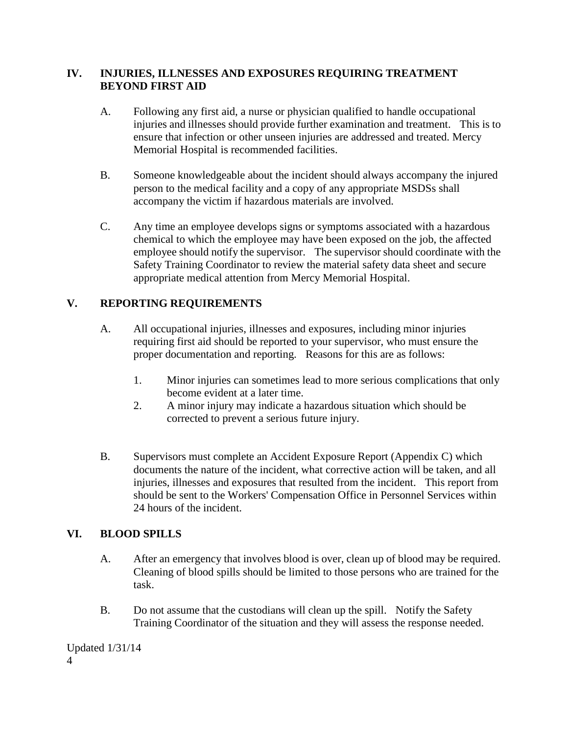## IV. INJURIES, ILLNESSES AND EXPOSURES REQUIRING TREATMENT BEYOND FIRST AID

A. Following any first aid, a nurse or physician qualified to handle occupational injuries and illnesses should provide further examination and treatment. This is to ensure that infection or other unseen injuries are addressed and treated. Mercy Memorial Hospital is recommended facilities.

B. Someone knowledgeable about the incident should always accompany the injured person to the medical facility and a copy of any appropriate MSDSs shall accompany the victim if hazardous materials are involved.

C. Any time an employee develops signs or symptoms associated with a hazardous chemical to which the employee may have been exposed on the job, the affected employee should notify the supervisor. The supervisor should coordinate with the Safety Training Coordinator to review the material safety data sheet and secure appropriate medical attention from Mercy Memorial Hospital.

## V. REPORTING REQUIREMENTS

A. All occupational injuries, illnesses and exposures, including minor injuries requiring first aid should be reported to your supervisor, who must ensure the proper documentation and reporting. Reasons for this are as follows:

1. Minor injuries can sometimes lead to more serious complications that only become evident at a later time.
2. A minor injury may indicate a hazardous situation which should be corrected to prevent a serious future injury.

B. Supervisors must complete an Accident Exposure Report (Appendix C) which documents the nature of the incident, what corrective action will be taken, and all injuries, illnesses and exposures that resulted from the incident. This report from should be sent to the Workers' Compensation Office in Personnel Services within 24 hours of the incident.

## VI. BLOOD SPILLS

A. After an emergency that involves blood is over, clean up of blood may be required. Cleaning of blood spills should be limited to those persons who are trained for the task.

B. Do not assume that the custodians will clean up the spill. Notify the Safety Training Coordinator of the situation and they will assess the response needed.

Updated 1/31/14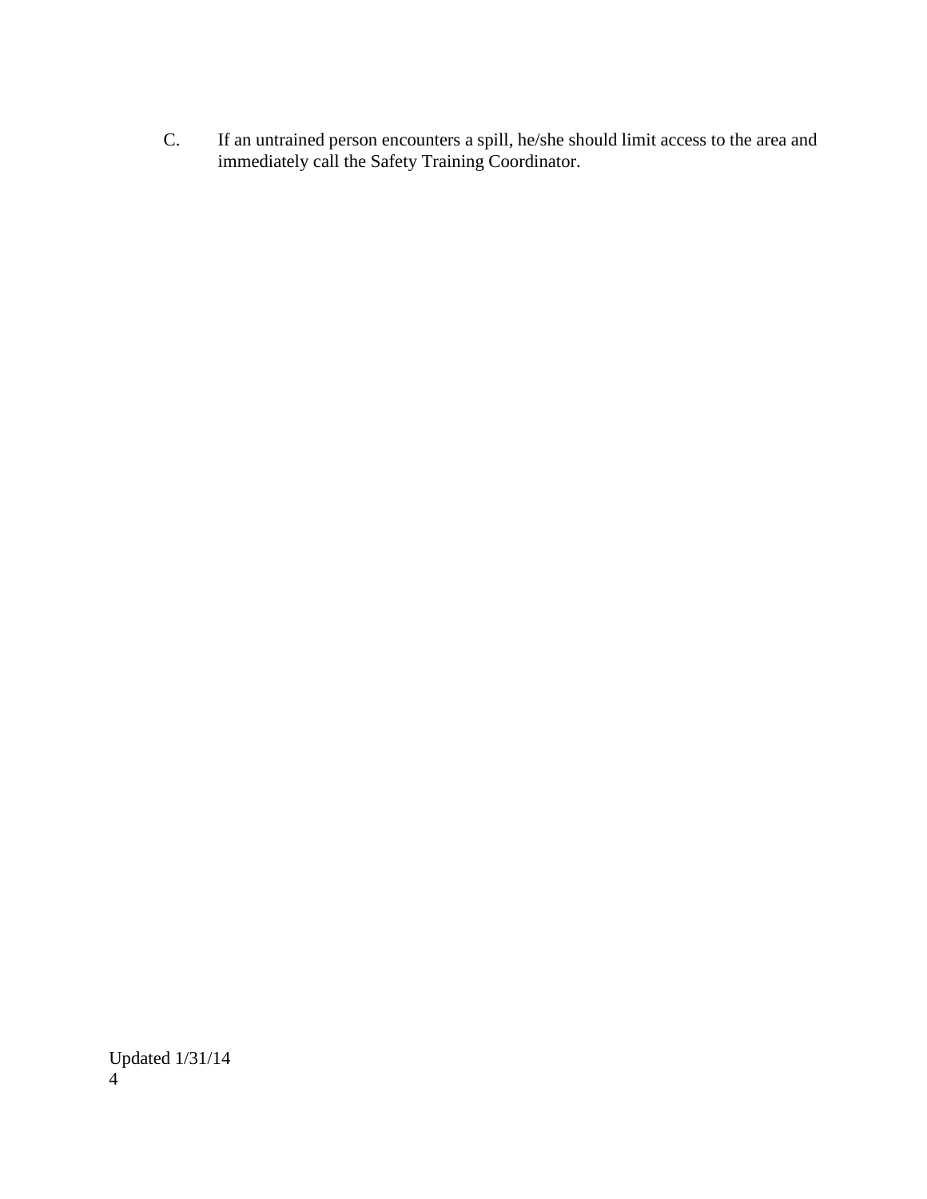C. If an untrained person encounters a spill, he/she should limit access to the area and immediately call the Safety Training Coordinator.